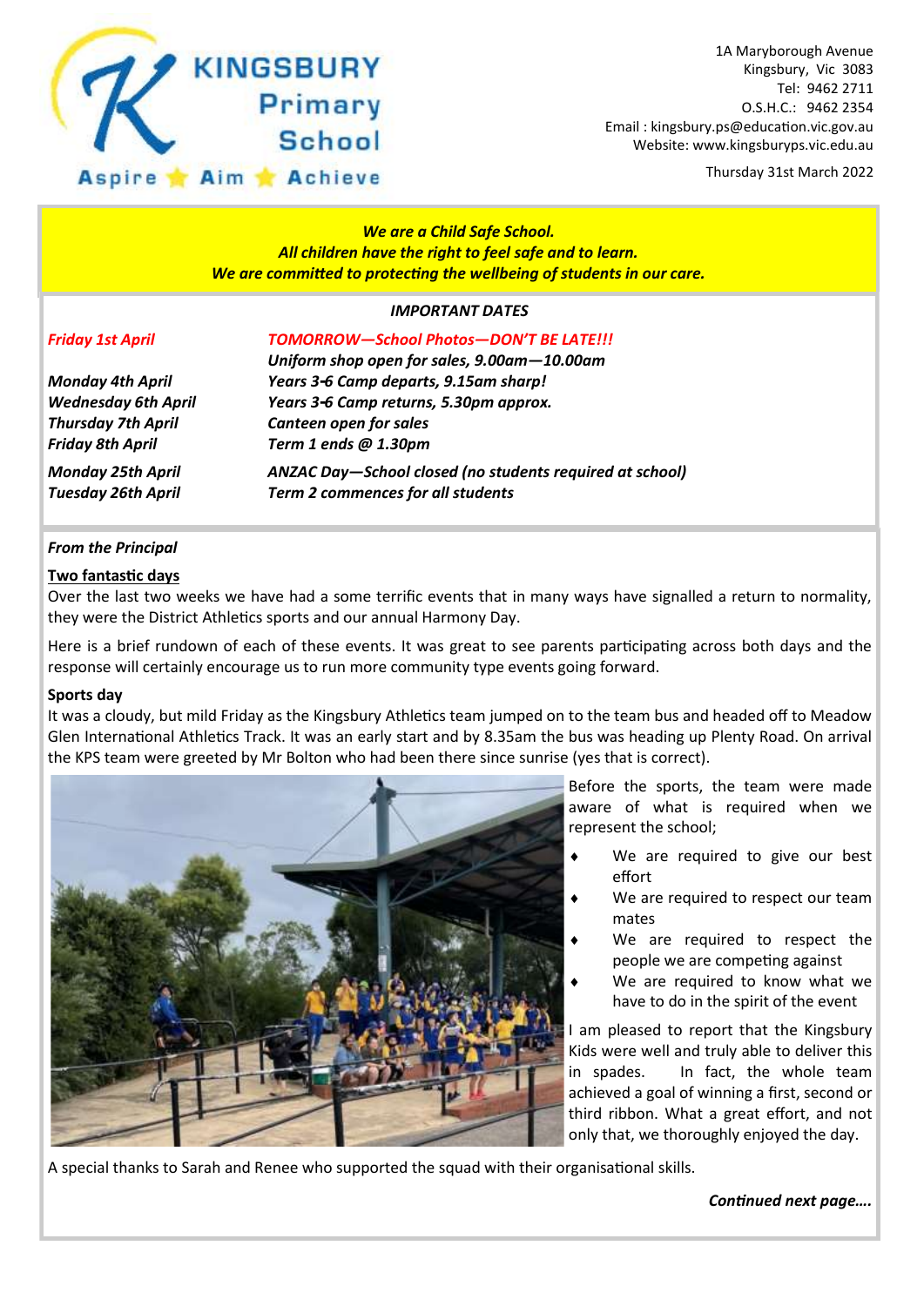# KINGSBURY Primary School

Aspire ★ Aim ★ Achieve

1A Maryborough Avenue
Kingsbury, Vic 3083
Tel: 9462 2711
O.S.H.C.: 9462 2354
Email : kingsbury.ps@education.vic.gov.au
Website: www.kingsburyps.vic.edu.au

Thursday 31st March 2022

***We are a Child Safe School.***
***All children have the right to feel safe and to learn.***
***We are committed to protecting the wellbeing of students in our care.***

***IMPORTANT DATES***

| | |
|---|---|
| ***Friday 1st April*** | ***TOMORROW—School Photos—DON'T BE LATE!!!*** |
| | ***Uniform shop open for sales, 9.00am—10.00am*** |
| ***Monday 4th April*** | ***Years 3-6 Camp departs, 9.15am sharp!*** |
| ***Wednesday 6th April*** | ***Years 3-6 Camp returns, 5.30pm approx.*** |
| ***Thursday 7th April*** | ***Canteen open for sales*** |
| ***Friday 8th April*** | ***Term 1 ends @ 1.30pm*** |
| ***Monday 25th April*** | ***ANZAC Day—School closed (no students required at school)*** |
| ***Tuesday 26th April*** | ***Term 2 commences for all students*** |

***From the Principal***

**Two fantastic days**

Over the last two weeks we have had a some terrific events that in many ways have signalled a return to normality, they were the District Athletics sports and our annual Harmony Day.

Here is a brief rundown of each of these events. It was great to see parents participating across both days and the response will certainly encourage us to run more community type events going forward.

**Sports day**

It was a cloudy, but mild Friday as the Kingsbury Athletics team jumped on to the team bus and headed off to Meadow Glen International Athletics Track. It was an early start and by 8.35am the bus was heading up Plenty Road. On arrival the KPS team were greeted by Mr Bolton who had been there since sunrise (yes that is correct).

Before the sports, the team were made aware of what is required when we represent the school;

- We are required to give our best effort
- We are required to respect our team mates
- We are required to respect the people we are competing against
- We are required to know what we have to do in the spirit of the event

I am pleased to report that the Kingsbury Kids were well and truly able to deliver this in spades. In fact, the whole team achieved a goal of winning a first, second or third ribbon. What a great effort, and not only that, we thoroughly enjoyed the day.

A special thanks to Sarah and Renee who supported the squad with their organisational skills.

***Continued next page….***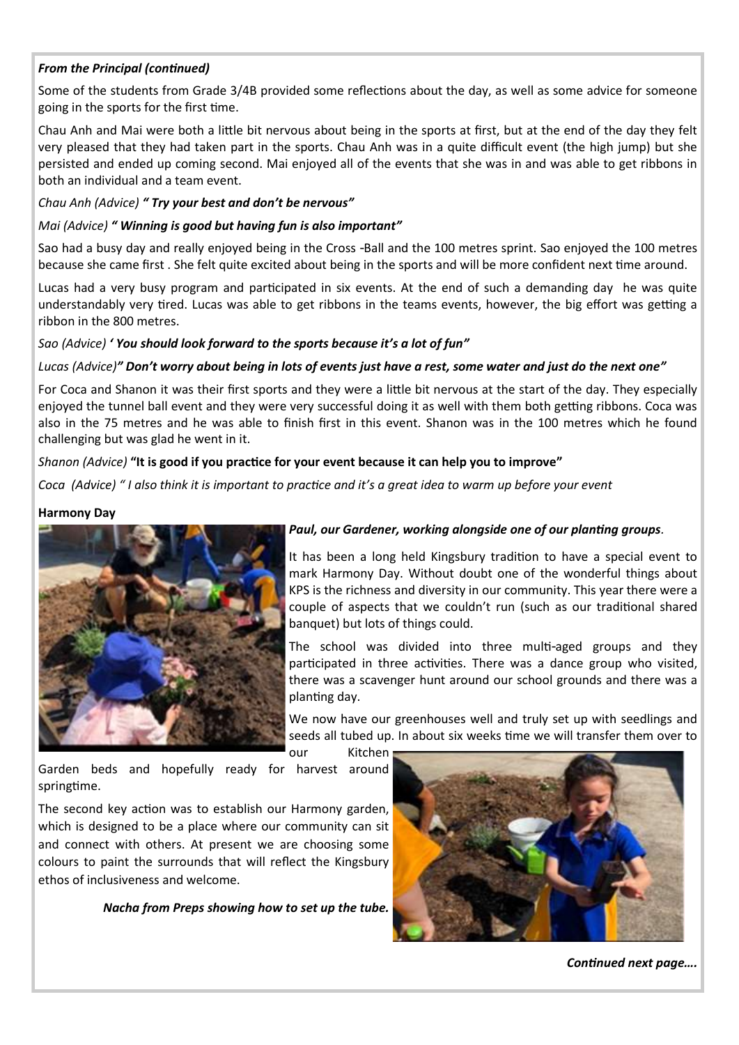***From the Principal (continued)***

Some of the students from Grade 3/4B provided some reflections about the day, as well as some advice for someone going in the sports for the first time.

Chau Anh and Mai were both a little bit nervous about being in the sports at first, but at the end of the day they felt very pleased that they had taken part in the sports. Chau Anh was in a quite difficult event (the high jump) but she persisted and ended up coming second. Mai enjoyed all of the events that she was in and was able to get ribbons in both an individual and a team event.

*Chau Anh (Advice)* ***" Try your best and don't be nervous"***

*Mai (Advice)* ***" Winning is good but having fun is also important"***

Sao had a busy day and really enjoyed being in the Cross -Ball and the 100 metres sprint. Sao enjoyed the 100 metres because she came first . She felt quite excited about being in the sports and will be more confident next time around.

Lucas had a very busy program and participated in six events. At the end of such a demanding day he was quite understandably very tired. Lucas was able to get ribbons in the teams events, however, the big effort was getting a ribbon in the 800 metres.

*Sao (Advice)* ***' You should look forward to the sports because it's a lot of fun"***

*Lucas (Advice)*" ***Don't worry about being in lots of events just have a rest, some water and just do the next one"***

For Coca and Shanon it was their first sports and they were a little bit nervous at the start of the day. They especially enjoyed the tunnel ball event and they were very successful doing it as well with them both getting ribbons. Coca was also in the 75 metres and he was able to finish first in this event. Shanon was in the 100 metres which he found challenging but was glad he went in it.

*Shanon (Advice)* **"It is good if you practice for your event because it can help you to improve"**

*Coca (Advice) " I also think it is important to practice and it's a great idea to warm up before your event*

**Harmony Day**

***Paul, our Gardener, working alongside one of our planting groups****.*

It has been a long held Kingsbury tradition to have a special event to mark Harmony Day. Without doubt one of the wonderful things about KPS is the richness and diversity in our community. This year there were a couple of aspects that we couldn't run (such as our traditional shared banquet) but lots of things could.

The school was divided into three multi-aged groups and they participated in three activities. There was a dance group who visited, there was a scavenger hunt around our school grounds and there was a planting day.

We now have our greenhouses well and truly set up with seedlings and seeds all tubed up. In about six weeks time we will transfer them over to our Kitchen Garden beds and hopefully ready for harvest around springtime.

The second key action was to establish our Harmony garden, which is designed to be a place where our community can sit and connect with others. At present we are choosing some colours to paint the surrounds that will reflect the Kingsbury ethos of inclusiveness and welcome.

***Nacha from Preps showing how to set up the tube.***

***Continued next page….***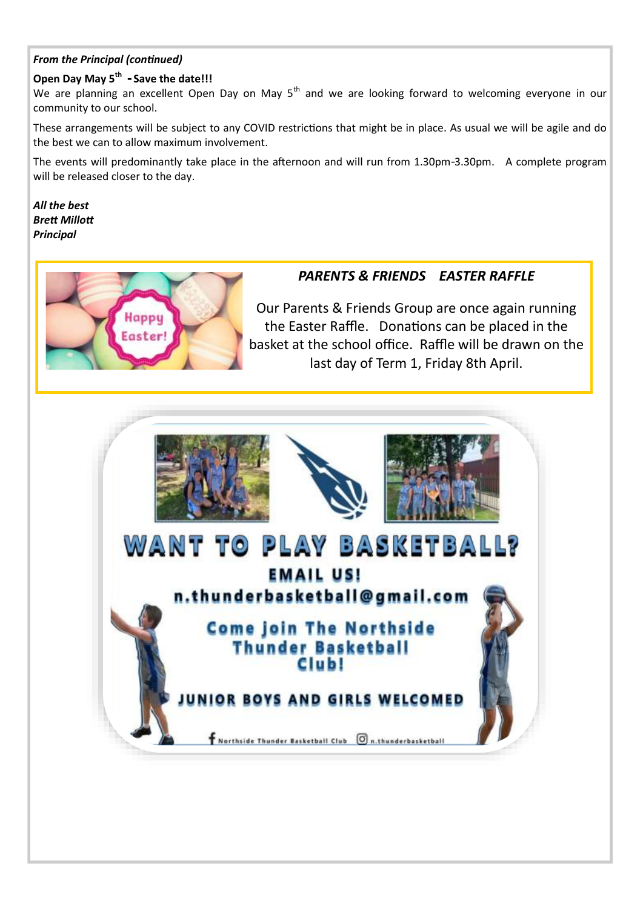*From the Principal (continued)*

**Open Day May 5th - Save the date!!!**

We are planning an excellent Open Day on May 5th and we are looking forward to welcoming everyone in our community to our school.

These arrangements will be subject to any COVID restrictions that might be in place. As usual we will be agile and do the best we can to allow maximum involvement.

The events will predominantly take place in the afternoon and will run from 1.30pm-3.30pm. A complete program will be released closer to the day.

***All the best***
***Brett Millott***
***Principal***

## *PARENTS & FRIENDS EASTER RAFFLE*

Our Parents & Friends Group are once again running the Easter Raffle. Donations can be placed in the basket at the school office. Raffle will be drawn on the last day of Term 1, Friday 8th April.

# WANT TO PLAY BASKETBALL?

**EMAIL US!**

**n.thunderbasketball@gmail.com**

**Come join The Northside Thunder Basketball Club!**

**JUNIOR BOYS AND GIRLS WELCOMED**

Northside Thunder Basketball Club · n.thunderbasketball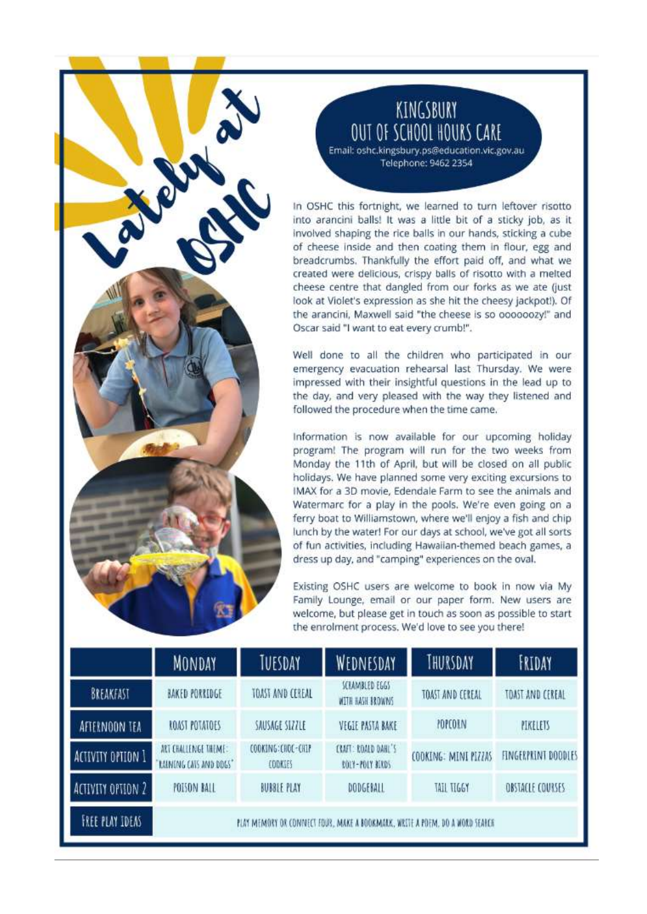# Lately at OSHC

## KINGSBURY OUT OF SCHOOL HOURS CARE

Email: oshc.kingsbury.ps@education.vic.gov.au
Telephone: 9462 2354

In OSHC this fortnight, we learned to turn leftover risotto into arancini balls! It was a little bit of a sticky job, as it involved shaping the rice balls in our hands, sticking a cube of cheese inside and then coating them in flour, egg and breadcrumbs. Thankfully the effort paid off, and what we created were delicious, crispy balls of risotto with a melted cheese centre that dangled from our forks as we ate (just look at Violet's expression as she hit the cheesy jackpot!). Of the arancini, Maxwell said "the cheese is so ooooooozy!" and Oscar said "I want to eat every crumb!".

Well done to all the children who participated in our emergency evacuation rehearsal last Thursday. We were impressed with their insightful questions in the lead up to the day, and very pleased with the way they listened and followed the procedure when the time came.

Information is now available for our upcoming holiday program! The program will run for the two weeks from Monday the 11th of April, but will be closed on all public holidays. We have planned some very exciting excursions to IMAX for a 3D movie, Edendale Farm to see the animals and Watermarc for a play in the pools. We're even going on a ferry boat to Williamstown, where we'll enjoy a fish and chip lunch by the water! For our days at school, we've got all sorts of fun activities, including Hawaiian-themed beach games, a dress up day, and "camping" experiences on the oval.

Existing OSHC users are welcome to book in now via My Family Lounge, email or our paper form. New users are welcome, but please get in touch as soon as possible to start the enrolment process. We'd love to see you there!

| | MONDAY | TUESDAY | WEDNESDAY | THURSDAY | FRIDAY |
|---|---|---|---|---|---|
| BREAKFAST | BAKED PORRIDGE | TOAST AND CEREAL | SCRAMBLED EGGS WITH HASH BROWNS | TOAST AND CEREAL | TOAST AND CEREAL |
| AFTERNOON TEA | ROAST POTATOES | SAUSAGE SIZZLE | VEGIE PASTA BAKE | POPCORN | PIKELETS |
| ACTIVITY OPTION 1 | ART CHALLENGE THEME: 'RAINING CATS AND DOGS' | COOKING: CHOC-CHIP COOKIES | CRAFT: ROALD DAHL'S ROLY-POLY BIRDS | COOKING: MINI PIZZAS | FINGERPRINT DOODLES |
| ACTIVITY OPTION 2 | POISON BALL | BUBBLE PLAY | DODGEBALL | TAIL TIGGY | OBSTACLE COURSES |
| FREE PLAY IDEAS | PLAY MEMORY OR CONNECT FOUR, MAKE A BOOKMARK, WRITE A POEM, DO A WORD SEARCH | | | | |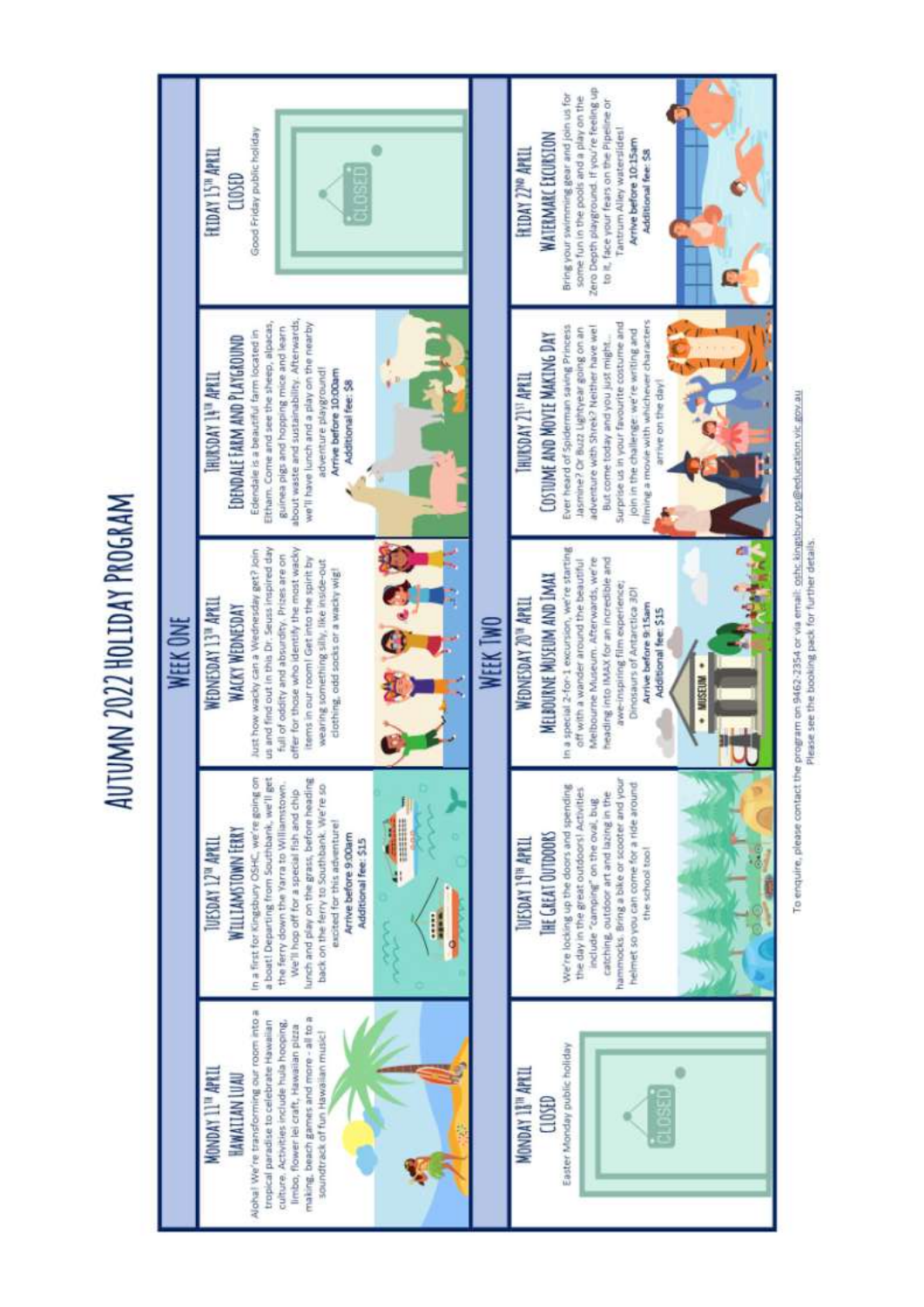# AUTUMN 2022 HOLIDAY PROGRAM

## WEEK ONE

### MONDAY 11TH APRIL
### HAWAIIAN LUAU

Aloha! We're transforming our room into a tropical paradise to celebrate Hawaiian culture. Activities include hula hooping, limbo, flower lei craft, Hawaiian pizza making, beach games and more - all to a soundtrack of fun Hawaiian music!

### TUESDAY 12TH APRIL
### WILLIAMSTOWN FERRY

In a first for Kingsbury OSHC, we're going on a boat! Departing from Southbank, we'll get the ferry down the Yarra to Williamstown. We'll hop off for a special fish and chip lunch and play on the grass, before heading back on the ferry to Southbank. We're so excited for this adventure!

Arrive before 9:00am

Additional fee: $15

### WEDNESDAY 13TH APRIL
### WACKY WEDNESDAY

Just how wacky can a Wednesday get? Join us and find out in this Dr. Seuss inspired day full of oddity and absurdity. Prizes are on offer for those who identify the most wacky items in our room! Get into the spirit by wearing something silly, like inside-out clothing, odd socks or a wacky wig!

### THURSDAY 14TH APRIL
### EDENDALE FARM AND PLAYGROUND

Edendale is a beautiful farm located in Eltham. Come and see the sheep, alpacas, guinea pigs and hopping mice and learn about waste and sustainability. Afterwards, we'll have lunch and a play on the nearby adventure playground!

Arrive before 10:00am

Additional fee: $8

### FRIDAY 15TH APRIL
### CLOSED

Good Friday public holiday

## WEEK TWO

### MONDAY 18TH APRIL
### CLOSED

Easter Monday public holiday

### TUESDAY 19TH APRIL
### THE GREAT OUTDOORS

We're locking up the doors and spending the day in the great outdoors! Activities include "camping" on the oval, bug catching, outdoor art and lazing in the hammocks. Bring a bike or scooter and your helmet so you can come for a ride around the school too!

### WEDNESDAY 20TH APRIL
### MELBOURNE MUSEUM AND IMAX

In a special 2-for-1 excursion, we're starting off with a wander around the beautiful Melbourne Museum. Afterwards, we're heading into IMAX for an incredible and awe-inspiring film experience: Dinosaurs of Antarctica 3D!

Arrive before 9:15am

Additional fee: $15

### THURSDAY 21ST APRIL
### COSTUME AND MOVIE MAKING DAY

Ever heard of Spiderman saving Princess Jasmine? Or Buzz Lightyear going on an adventure with Shrek? Neither have we! But come today and you just might... Surprise us in your favourite costume and join in the challenge: we're writing and filming a movie with whichever characters arrive on the day!

### FRIDAY 22ND APRIL
### WATERMARC EXCURSION

Bring your swimming gear and join us for some fun in the pools and a play on the Zero Depth playground. If you're feeling up to it, face your fears on the Pipeline or Tantrum Alley waterslides!

Arrive before 10:15am

Additional fee: $8

To enquire, please contact the program on 9462-2354 or via email: oshc.kingsbury.ps@education.vic.gov.au

Please see the booking pack for further details.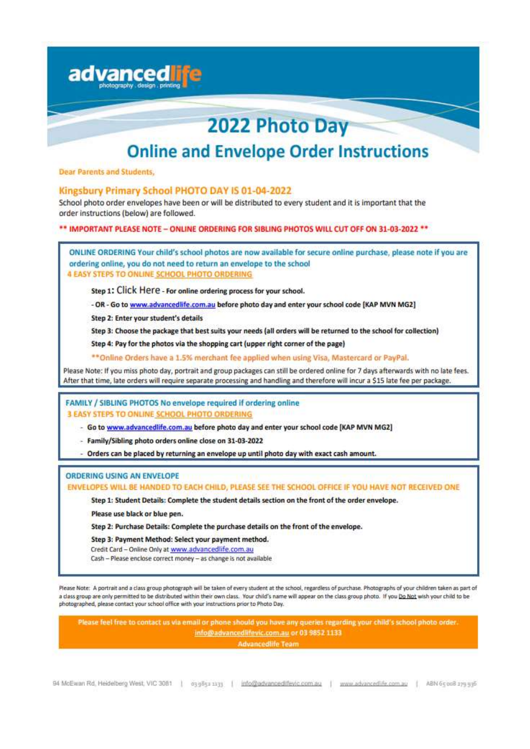advancedlife
photography . design . printing

# 2022 Photo Day

## Online and Envelope Order Instructions

**Dear Parents and Students,**

### Kingsbury Primary School PHOTO DAY IS 01-04-2022

School photo order envelopes have been or will be distributed to every student and it is important that the order instructions (below) are followed.

**\*\* IMPORTANT PLEASE NOTE – ONLINE ORDERING FOR SIBLING PHOTOS WILL CUT OFF ON 31-03-2022 \*\***

**ONLINE ORDERING Your child's school photos are now available for secure online purchase, please note if you are ordering online, you do not need to return an envelope to the school**

**4 EASY STEPS TO ONLINE SCHOOL PHOTO ORDERING**

**Step 1:** Click Here **- For online ordering process for your school.**

**- OR - Go to www.advancedlife.com.au before photo day and enter your school code [KAP MVN MG2]**

**Step 2: Enter your student's details**

**Step 3: Choose the package that best suits your needs (all orders will be returned to the school for collection)**

**Step 4: Pay for the photos via the shopping cart (upper right corner of the page)**

**Online Orders have a 1.5% merchant fee applied when using Visa, Mastercard or PayPal.

Please Note: If you miss photo day, portrait and group packages can still be ordered online for 7 days afterwards with no late fees. After that time, late orders will require separate processing and handling and therefore will incur a $15 late fee per package.

**FAMILY / SIBLING PHOTOS No envelope required if ordering online**

**3 EASY STEPS TO ONLINE SCHOOL PHOTO ORDERING**

- **Go to www.advancedlife.com.au before photo day and enter your school code [KAP MVN MG2]**
- **Family/Sibling photo orders online close on 31-03-2022**
- **Orders can be placed by returning an envelope up until photo day with exact cash amount.**

**ORDERING USING AN ENVELOPE**

**ENVELOPES WILL BE HANDED TO EACH CHILD, PLEASE SEE THE SCHOOL OFFICE IF YOU HAVE NOT RECEIVED ONE**

**Step 1: Student Details: Complete the student details section on the front of the order envelope.**

**Please use black or blue pen.**

**Step 2: Purchase Details: Complete the purchase details on the front of the envelope.**

**Step 3: Payment Method: Select your payment method.**

Credit Card – Online Only at www.advancedlife.com.au

Cash – Please enclose correct money – as change is not available

Please Note: A portrait and a class group photograph will be taken of every student at the school, regardless of purchase. Photographs of your children taken as part of a class group are only permitted to be distributed within their own class. Your child's name will appear on the class group photo. If you Do Not wish your child to be photographed, please contact your school office with your instructions prior to Photo Day.

**Please feel free to contact us via email or phone should you have any queries regarding your child's school photo order.**
**info@advancedlifevic.com.au or 03 9852 1133**
**Advancedlife Team**

94 McEwan Rd, Heidelberg West, VIC 3081 | 03 9852 1133 | info@advancedlifevic.com.au | www.advancedlife.com.au | ABN 65 008 279 936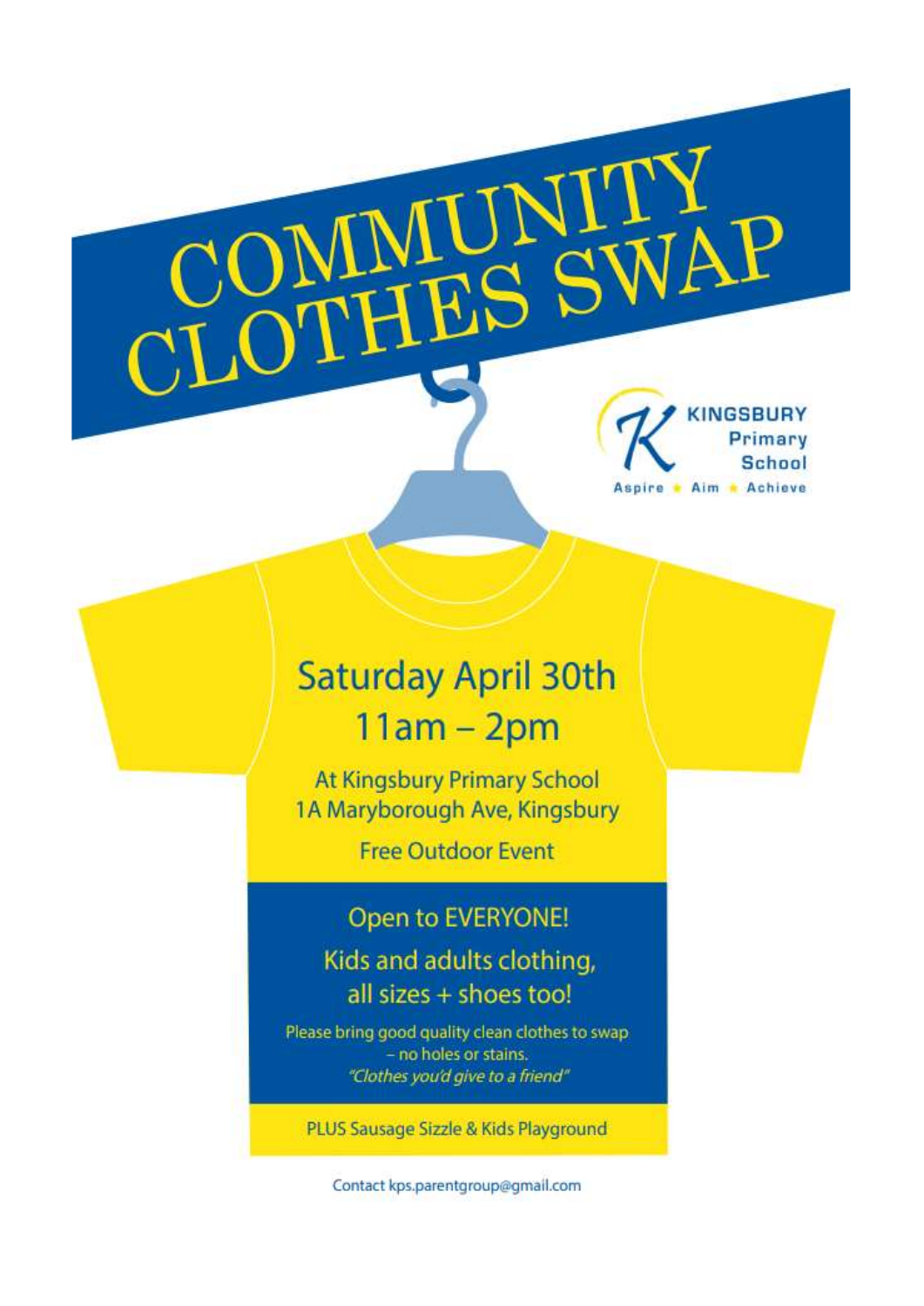# COMMUNITY CLOTHES SWAP

KINGSBURY Primary School

Aspire ★ Aim ★ Achieve

## Saturday April 30th
## 11am – 2pm

At Kingsbury Primary School
1A Maryborough Ave, Kingsbury

Free Outdoor Event

**Open to EVERYONE!**

**Kids and adults clothing, all sizes + shoes too!**

Please bring good quality clean clothes to swap – no holes or stains.
*"Clothes you'd give to a friend"*

PLUS Sausage Sizzle & Kids Playground

Contact kps.parentgroup@gmail.com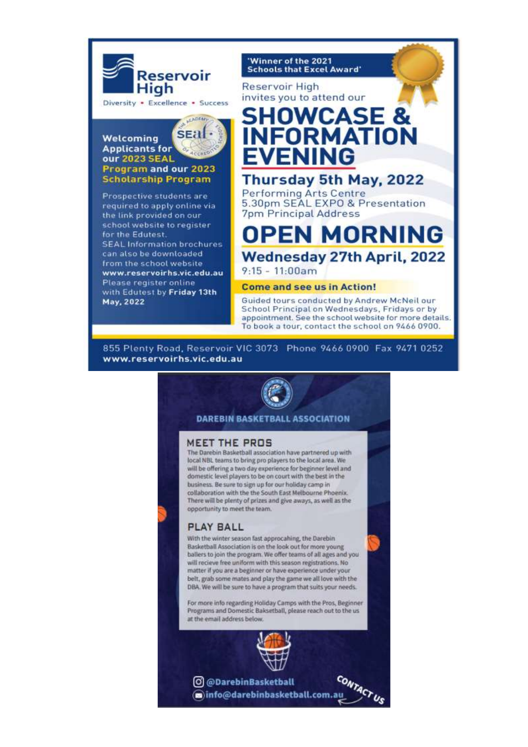# Reservoir High

Diversity • Excellence • Success

**Welcoming Applicants for our 2023 SEAL Program and our 2023 Scholarship Program**

Prospective students are required to apply online via the link provided on our school website to register for the Edutest.
SEAL Information brochures can also be downloaded from the school website **www.reservoirhs.vic.edu.au**
Please register online with Edutest by **Friday 13th May, 2022**

'Winner of the 2021 Schools that Excel Award'

Reservoir High invites you to attend our

## SHOWCASE & INFORMATION EVENING

### Thursday 5th May, 2022

Performing Arts Centre
5.30pm SEAL EXPO & Presentation
7pm Principal Address

## OPEN MORNING

### Wednesday 27th April, 2022

9:15 - 11:00am

**Come and see us in Action!**

Guided tours conducted by Andrew McNeil our School Principal on Wednesdays, Fridays or by appointment. See the school website for more details. To book a tour, contact the school on 9466 0900.

855 Plenty Road, Reservoir VIC 3073 Phone 9466 0900 Fax 9471 0252
**www.reservoirhs.vic.edu.au**

---

# DAREBIN BASKETBALL ASSOCIATION

## MEET THE PROS

The Darebin Basketball association have partnered up with local NBL teams to bring pro players to the local area. We will be offering a two day experience for beginner level and domestic level players to be on court with the best in the business. Be sure to sign up for our holiday camp in collaboration with the the South East Melbourne Phoenix. There will be plenty of prizes and give aways, as well as the opportunity to meet the team.

## PLAY BALL

With the winter season fast approcahing, the Darebin Basketball Association is on the look out for more young ballers to join the program. We offer teams of all ages and you will recieve free uniform with this season registrations. No matter if you are a beginner or have experience under your belt, grab some mates and play the game we all love with the DBA. We will be sure to have a program that suits your needs.

For more info regarding Holiday Camps with the Pros, Beginner Programs and Domestic Baksetball, please reach out to the us at the email address below.

@DarebinBasketball
info@darebinbasketball.com.au

CONTACT US